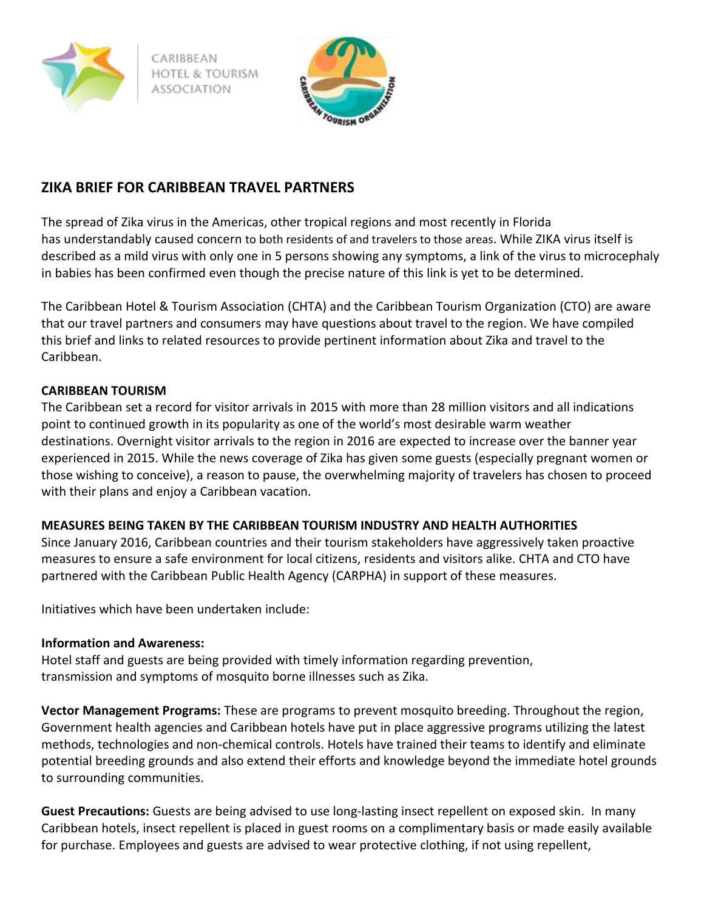CARIBBEAN HOTEL & TOURISM ASSOCIATION

## ZIKA BRIEF FOR CARIBBEAN TRAVEL PARTNERS

The spread of Zika virus in the Americas, other tropical regions and most recently in Florida has understandably caused concern to both residents of and travelers to those areas. While ZIKA virus itself is described as a mild virus with only one in 5 persons showing any symptoms, a link of the virus to microcephaly in babies has been confirmed even though the precise nature of this link is yet to be determined.

The Caribbean Hotel & Tourism Association (CHTA) and the Caribbean Tourism Organization (CTO) are aware that our travel partners and consumers may have questions about travel to the region. We have compiled this brief and links to related resources to provide pertinent information about Zika and travel to the Caribbean.

**CARIBBEAN TOURISM**

The Caribbean set a record for visitor arrivals in 2015 with more than 28 million visitors and all indications point to continued growth in its popularity as one of the world's most desirable warm weather destinations. Overnight visitor arrivals to the region in 2016 are expected to increase over the banner year experienced in 2015. While the news coverage of Zika has given some guests (especially pregnant women or those wishing to conceive), a reason to pause, the overwhelming majority of travelers has chosen to proceed with their plans and enjoy a Caribbean vacation.

**MEASURES BEING TAKEN BY THE CARIBBEAN TOURISM INDUSTRY AND HEALTH AUTHORITIES**

Since January 2016, Caribbean countries and their tourism stakeholders have aggressively taken proactive measures to ensure a safe environment for local citizens, residents and visitors alike. CHTA and CTO have partnered with the Caribbean Public Health Agency (CARPHA) in support of these measures.

Initiatives which have been undertaken include:

**Information and Awareness:**
Hotel staff and guests are being provided with timely information regarding prevention, transmission and symptoms of mosquito borne illnesses such as Zika.

**Vector Management Programs:** These are programs to prevent mosquito breeding. Throughout the region, Government health agencies and Caribbean hotels have put in place aggressive programs utilizing the latest methods, technologies and non-chemical controls. Hotels have trained their teams to identify and eliminate potential breeding grounds and also extend their efforts and knowledge beyond the immediate hotel grounds to surrounding communities.

**Guest Precautions:** Guests are being advised to use long-lasting insect repellent on exposed skin. In many Caribbean hotels, insect repellent is placed in guest rooms on a complimentary basis or made easily available for purchase. Employees and guests are advised to wear protective clothing, if not using repellent,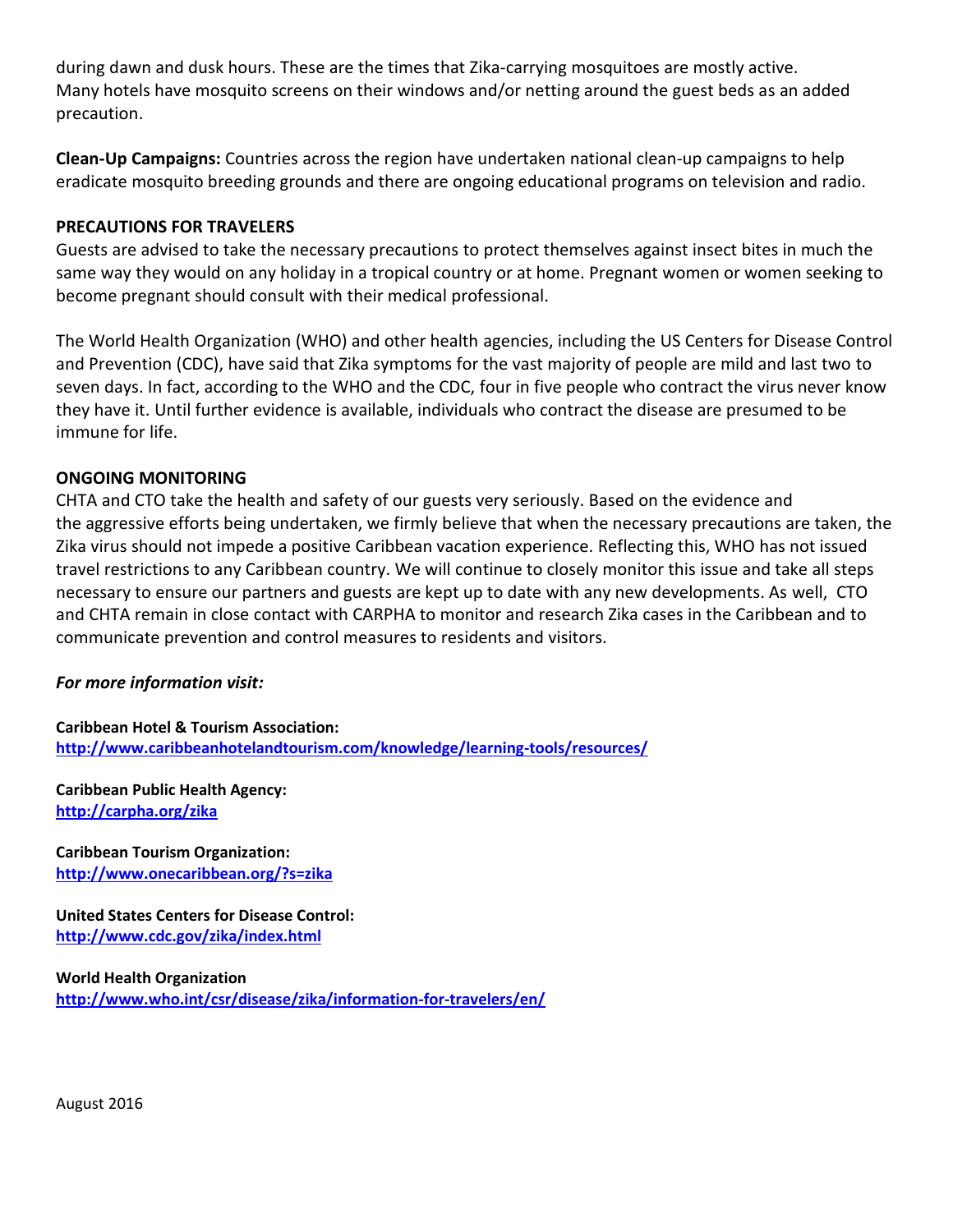during dawn and dusk hours. These are the times that Zika-carrying mosquitoes are mostly active. Many hotels have mosquito screens on their windows and/or netting around the guest beds as an added precaution.

**Clean-Up Campaigns:** Countries across the region have undertaken national clean-up campaigns to help eradicate mosquito breeding grounds and there are ongoing educational programs on television and radio.

**PRECAUTIONS FOR TRAVELERS**

Guests are advised to take the necessary precautions to protect themselves against insect bites in much the same way they would on any holiday in a tropical country or at home. Pregnant women or women seeking to become pregnant should consult with their medical professional.

The World Health Organization (WHO) and other health agencies, including the US Centers for Disease Control and Prevention (CDC), have said that Zika symptoms for the vast majority of people are mild and last two to seven days. In fact, according to the WHO and the CDC, four in five people who contract the virus never know they have it. Until further evidence is available, individuals who contract the disease are presumed to be immune for life.

**ONGOING MONITORING**

CHTA and CTO take the health and safety of our guests very seriously. Based on the evidence and the aggressive efforts being undertaken, we firmly believe that when the necessary precautions are taken, the Zika virus should not impede a positive Caribbean vacation experience. Reflecting this, WHO has not issued travel restrictions to any Caribbean country. We will continue to closely monitor this issue and take all steps necessary to ensure our partners and guests are kept up to date with any new developments. As well, CTO and CHTA remain in close contact with CARPHA to monitor and research Zika cases in the Caribbean and to communicate prevention and control measures to residents and visitors.

***For more information visit:***

**Caribbean Hotel & Tourism Association:**
**http://www.caribbeanhotelandtourism.com/knowledge/learning-tools/resources/**

**Caribbean Public Health Agency:**
**http://carpha.org/zika**

**Caribbean Tourism Organization:**
**http://www.onecaribbean.org/?s=zika**

**United States Centers for Disease Control:**
**http://www.cdc.gov/zika/index.html**

**World Health Organization**
**http://www.who.int/csr/disease/zika/information-for-travelers/en/**

August 2016